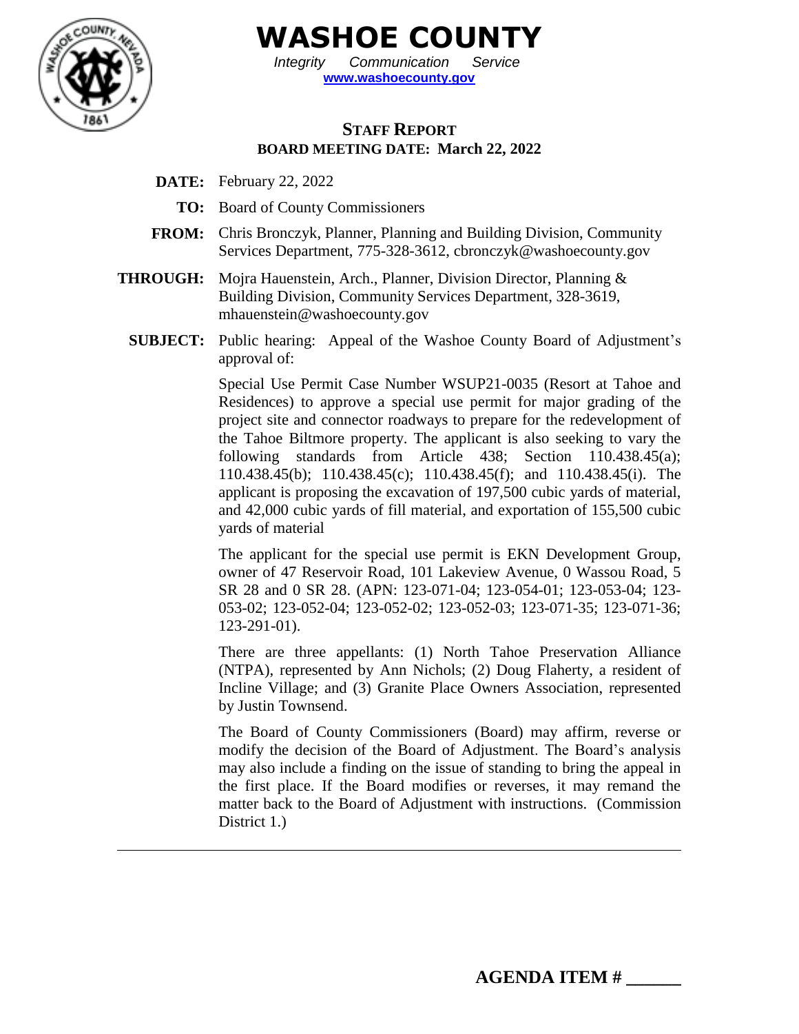# WASHOE COUNTY

*Integrity Communication Service*

**www.washoecounty.gov**

## STAFF REPORT

**BOARD MEETING DATE: March 22, 2022**

**DATE:** February 22, 2022

**TO:** Board of County Commissioners

**FROM:** Chris Bronczyk, Planner, Planning and Building Division, Community Services Department, 775-328-3612, cbronczyk@washoecounty.gov

**THROUGH:** Mojra Hauenstein, Arch., Planner, Division Director, Planning & Building Division, Community Services Department, 328-3619, mhauenstein@washoecounty.gov

**SUBJECT:** Public hearing: Appeal of the Washoe County Board of Adjustment's approval of:

Special Use Permit Case Number WSUP21-0035 (Resort at Tahoe and Residences) to approve a special use permit for major grading of the project site and connector roadways to prepare for the redevelopment of the Tahoe Biltmore property. The applicant is also seeking to vary the following standards from Article 438; Section 110.438.45(a); 110.438.45(b); 110.438.45(c); 110.438.45(f); and 110.438.45(i). The applicant is proposing the excavation of 197,500 cubic yards of material, and 42,000 cubic yards of fill material, and exportation of 155,500 cubic yards of material

The applicant for the special use permit is EKN Development Group, owner of 47 Reservoir Road, 101 Lakeview Avenue, 0 Wassou Road, 5 SR 28 and 0 SR 28. (APN: 123-071-04; 123-054-01; 123-053-04; 123-053-02; 123-052-04; 123-052-02; 123-052-03; 123-071-35; 123-071-36; 123-291-01).

There are three appellants: (1) North Tahoe Preservation Alliance (NTPA), represented by Ann Nichols; (2) Doug Flaherty, a resident of Incline Village; and (3) Granite Place Owners Association, represented by Justin Townsend.

The Board of County Commissioners (Board) may affirm, reverse or modify the decision of the Board of Adjustment. The Board's analysis may also include a finding on the issue of standing to bring the appeal in the first place. If the Board modifies or reverses, it may remand the matter back to the Board of Adjustment with instructions. (Commission District 1.)

**AGENDA ITEM # ______**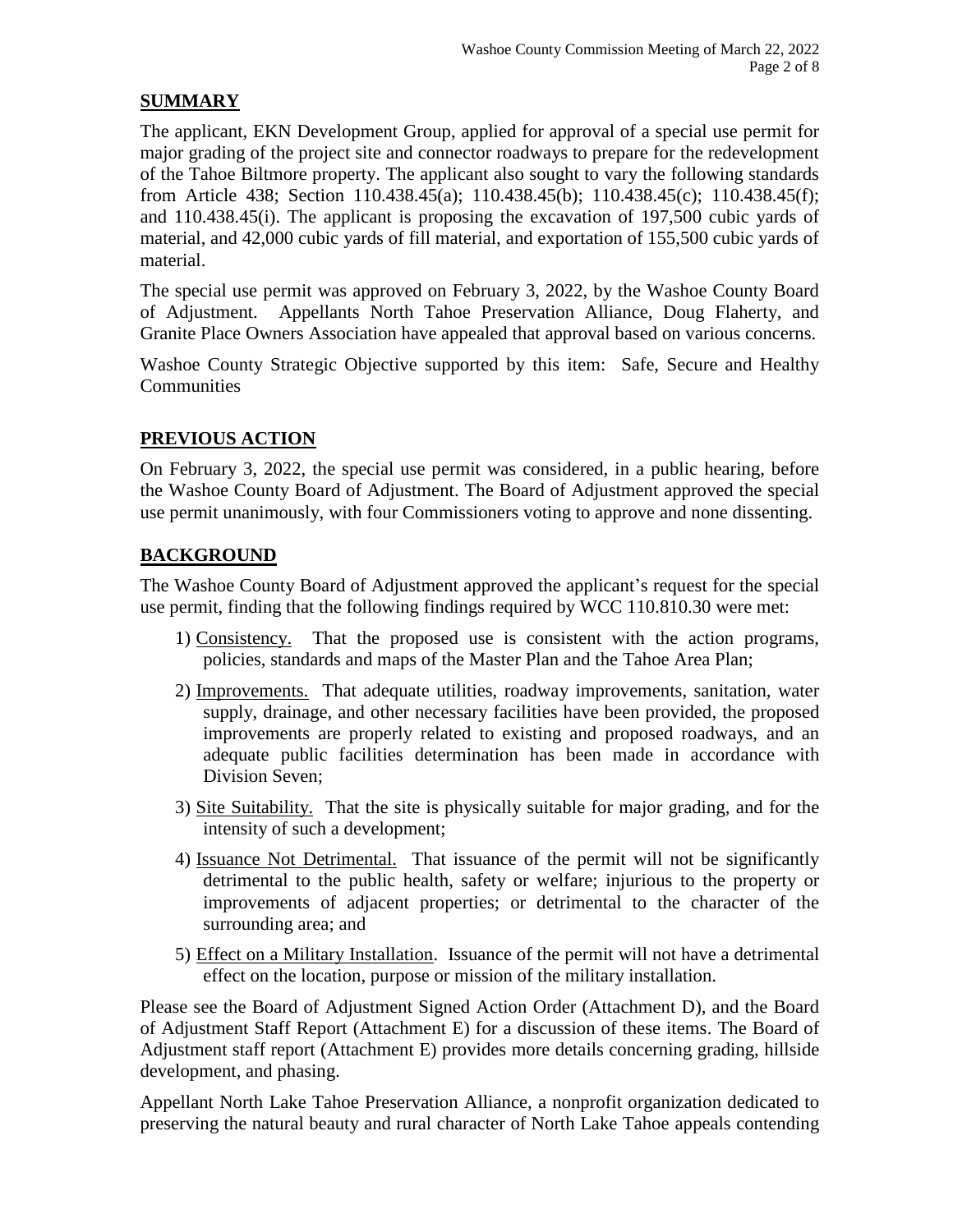## SUMMARY

The applicant, EKN Development Group, applied for approval of a special use permit for major grading of the project site and connector roadways to prepare for the redevelopment of the Tahoe Biltmore property. The applicant also sought to vary the following standards from Article 438; Section 110.438.45(a); 110.438.45(b); 110.438.45(c); 110.438.45(f); and 110.438.45(i). The applicant is proposing the excavation of 197,500 cubic yards of material, and 42,000 cubic yards of fill material, and exportation of 155,500 cubic yards of material.

The special use permit was approved on February 3, 2022, by the Washoe County Board of Adjustment. Appellants North Tahoe Preservation Alliance, Doug Flaherty, and Granite Place Owners Association have appealed that approval based on various concerns.

Washoe County Strategic Objective supported by this item: Safe, Secure and Healthy Communities

## PREVIOUS ACTION

On February 3, 2022, the special use permit was considered, in a public hearing, before the Washoe County Board of Adjustment. The Board of Adjustment approved the special use permit unanimously, with four Commissioners voting to approve and none dissenting.

## BACKGROUND

The Washoe County Board of Adjustment approved the applicant's request for the special use permit, finding that the following findings required by WCC 110.810.30 were met:

1) Consistency. That the proposed use is consistent with the action programs, policies, standards and maps of the Master Plan and the Tahoe Area Plan;
2) Improvements. That adequate utilities, roadway improvements, sanitation, water supply, drainage, and other necessary facilities have been provided, the proposed improvements are properly related to existing and proposed roadways, and an adequate public facilities determination has been made in accordance with Division Seven;
3) Site Suitability. That the site is physically suitable for major grading, and for the intensity of such a development;
4) Issuance Not Detrimental. That issuance of the permit will not be significantly detrimental to the public health, safety or welfare; injurious to the property or improvements of adjacent properties; or detrimental to the character of the surrounding area; and
5) Effect on a Military Installation. Issuance of the permit will not have a detrimental effect on the location, purpose or mission of the military installation.

Please see the Board of Adjustment Signed Action Order (Attachment D), and the Board of Adjustment Staff Report (Attachment E) for a discussion of these items. The Board of Adjustment staff report (Attachment E) provides more details concerning grading, hillside development, and phasing.

Appellant North Lake Tahoe Preservation Alliance, a nonprofit organization dedicated to preserving the natural beauty and rural character of North Lake Tahoe appeals contending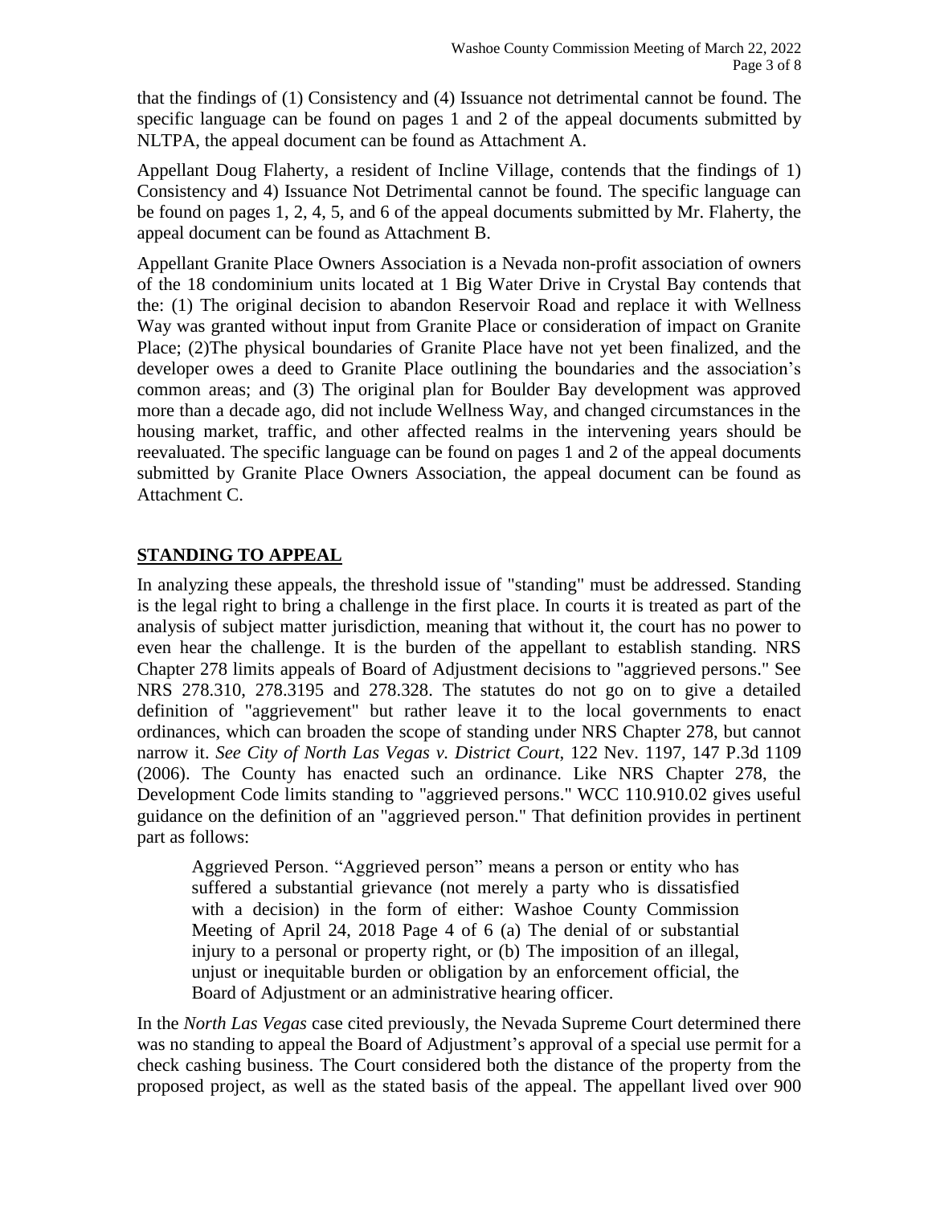that the findings of (1) Consistency and (4) Issuance not detrimental cannot be found. The specific language can be found on pages 1 and 2 of the appeal documents submitted by NLTPA, the appeal document can be found as Attachment A.

Appellant Doug Flaherty, a resident of Incline Village, contends that the findings of 1) Consistency and 4) Issuance Not Detrimental cannot be found. The specific language can be found on pages 1, 2, 4, 5, and 6 of the appeal documents submitted by Mr. Flaherty, the appeal document can be found as Attachment B.

Appellant Granite Place Owners Association is a Nevada non-profit association of owners of the 18 condominium units located at 1 Big Water Drive in Crystal Bay contends that the: (1) The original decision to abandon Reservoir Road and replace it with Wellness Way was granted without input from Granite Place or consideration of impact on Granite Place; (2)The physical boundaries of Granite Place have not yet been finalized, and the developer owes a deed to Granite Place outlining the boundaries and the association's common areas; and (3) The original plan for Boulder Bay development was approved more than a decade ago, did not include Wellness Way, and changed circumstances in the housing market, traffic, and other affected realms in the intervening years should be reevaluated. The specific language can be found on pages 1 and 2 of the appeal documents submitted by Granite Place Owners Association, the appeal document can be found as Attachment C.

## STANDING TO APPEAL

In analyzing these appeals, the threshold issue of "standing" must be addressed. Standing is the legal right to bring a challenge in the first place. In courts it is treated as part of the analysis of subject matter jurisdiction, meaning that without it, the court has no power to even hear the challenge. It is the burden of the appellant to establish standing. NRS Chapter 278 limits appeals of Board of Adjustment decisions to "aggrieved persons." See NRS 278.310, 278.3195 and 278.328. The statutes do not go on to give a detailed definition of "aggrievement" but rather leave it to the local governments to enact ordinances, which can broaden the scope of standing under NRS Chapter 278, but cannot narrow it. *See City of North Las Vegas v. District Court*, 122 Nev. 1197, 147 P.3d 1109 (2006). The County has enacted such an ordinance. Like NRS Chapter 278, the Development Code limits standing to "aggrieved persons." WCC 110.910.02 gives useful guidance on the definition of an "aggrieved person." That definition provides in pertinent part as follows:

> Aggrieved Person. "Aggrieved person" means a person or entity who has suffered a substantial grievance (not merely a party who is dissatisfied with a decision) in the form of either: Washoe County Commission Meeting of April 24, 2018 Page 4 of 6 (a) The denial of or substantial injury to a personal or property right, or (b) The imposition of an illegal, unjust or inequitable burden or obligation by an enforcement official, the Board of Adjustment or an administrative hearing officer.

In the *North Las Vegas* case cited previously, the Nevada Supreme Court determined there was no standing to appeal the Board of Adjustment's approval of a special use permit for a check cashing business. The Court considered both the distance of the property from the proposed project, as well as the stated basis of the appeal. The appellant lived over 900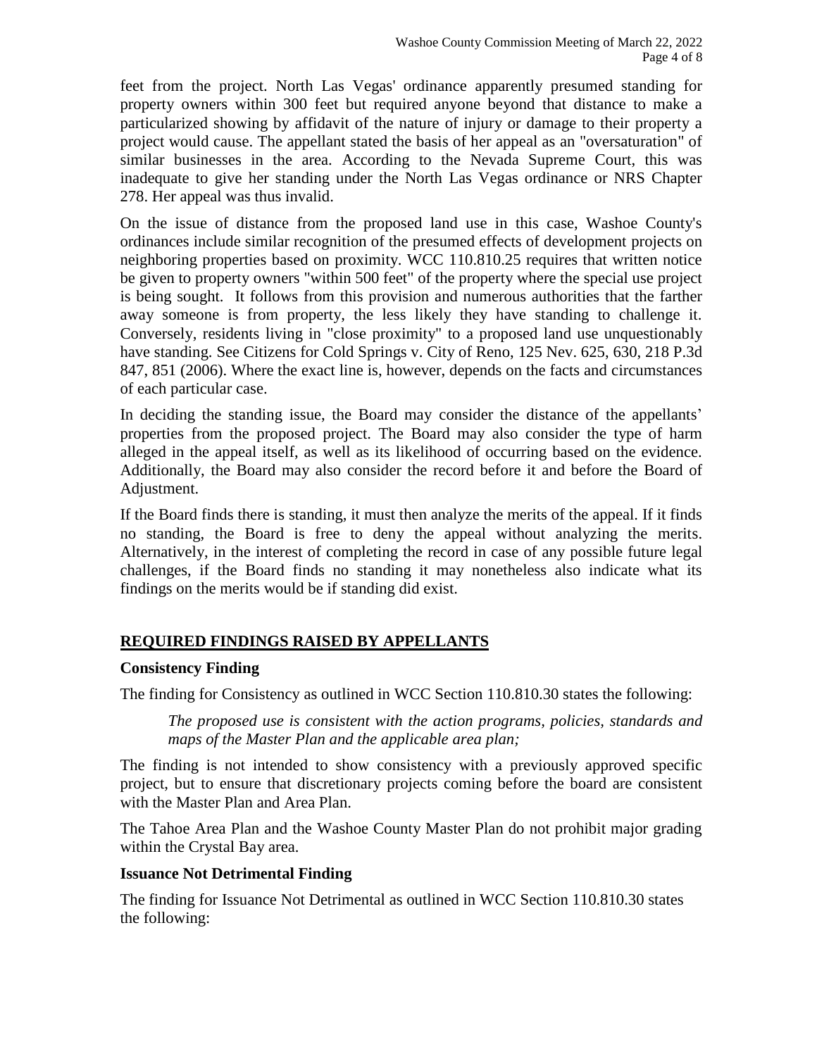feet from the project. North Las Vegas' ordinance apparently presumed standing for property owners within 300 feet but required anyone beyond that distance to make a particularized showing by affidavit of the nature of injury or damage to their property a project would cause. The appellant stated the basis of her appeal as an "oversaturation" of similar businesses in the area. According to the Nevada Supreme Court, this was inadequate to give her standing under the North Las Vegas ordinance or NRS Chapter 278. Her appeal was thus invalid.

On the issue of distance from the proposed land use in this case, Washoe County's ordinances include similar recognition of the presumed effects of development projects on neighboring properties based on proximity. WCC 110.810.25 requires that written notice be given to property owners "within 500 feet" of the property where the special use project is being sought. It follows from this provision and numerous authorities that the farther away someone is from property, the less likely they have standing to challenge it. Conversely, residents living in "close proximity" to a proposed land use unquestionably have standing. See Citizens for Cold Springs v. City of Reno, 125 Nev. 625, 630, 218 P.3d 847, 851 (2006). Where the exact line is, however, depends on the facts and circumstances of each particular case.

In deciding the standing issue, the Board may consider the distance of the appellants' properties from the proposed project. The Board may also consider the type of harm alleged in the appeal itself, as well as its likelihood of occurring based on the evidence. Additionally, the Board may also consider the record before it and before the Board of Adjustment.

If the Board finds there is standing, it must then analyze the merits of the appeal. If it finds no standing, the Board is free to deny the appeal without analyzing the merits. Alternatively, in the interest of completing the record in case of any possible future legal challenges, if the Board finds no standing it may nonetheless also indicate what its findings on the merits would be if standing did exist.

## REQUIRED FINDINGS RAISED BY APPELLANTS

### Consistency Finding

The finding for Consistency as outlined in WCC Section 110.810.30 states the following:

> *The proposed use is consistent with the action programs, policies, standards and maps of the Master Plan and the applicable area plan;*

The finding is not intended to show consistency with a previously approved specific project, but to ensure that discretionary projects coming before the board are consistent with the Master Plan and Area Plan.

The Tahoe Area Plan and the Washoe County Master Plan do not prohibit major grading within the Crystal Bay area.

### Issuance Not Detrimental Finding

The finding for Issuance Not Detrimental as outlined in WCC Section 110.810.30 states the following: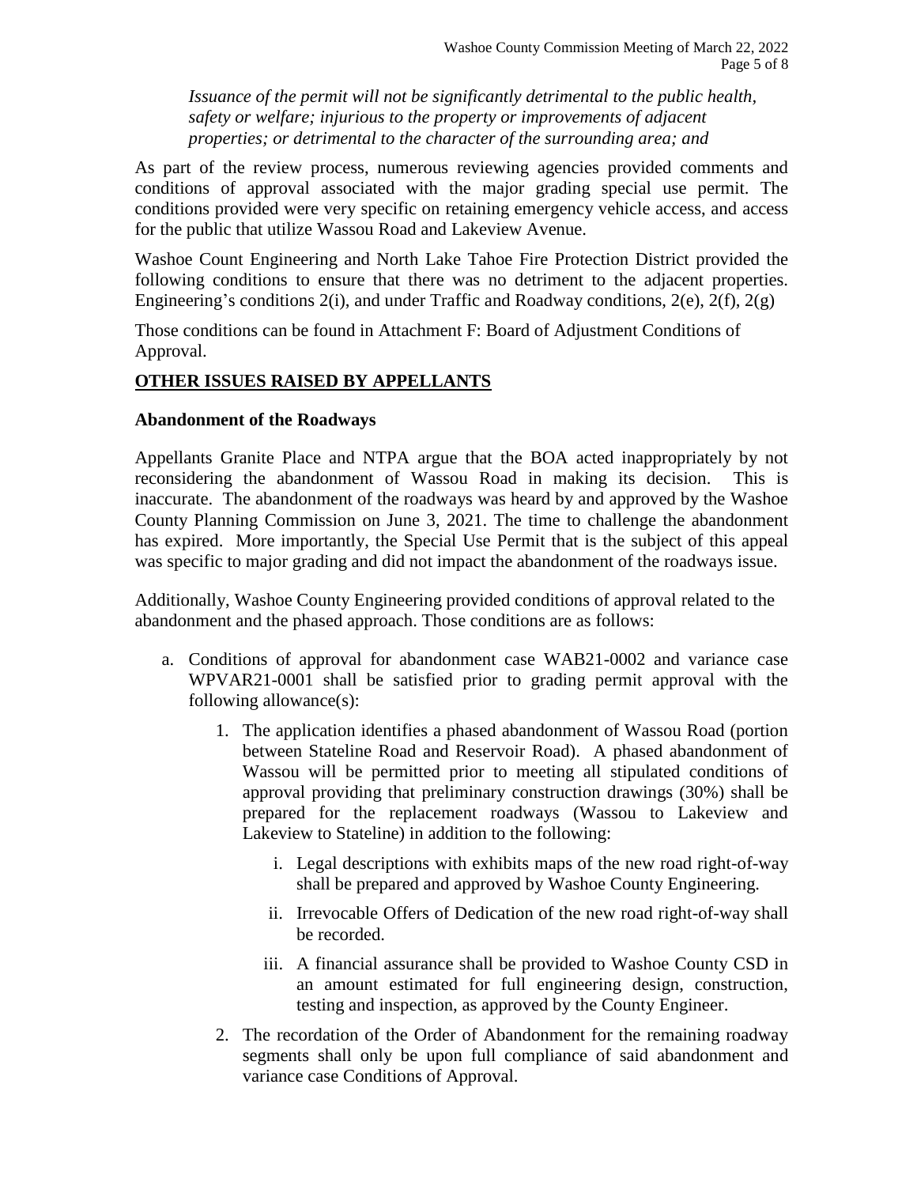*Issuance of the permit will not be significantly detrimental to the public health, safety or welfare; injurious to the property or improvements of adjacent properties; or detrimental to the character of the surrounding area; and*

As part of the review process, numerous reviewing agencies provided comments and conditions of approval associated with the major grading special use permit. The conditions provided were very specific on retaining emergency vehicle access, and access for the public that utilize Wassou Road and Lakeview Avenue.

Washoe Count Engineering and North Lake Tahoe Fire Protection District provided the following conditions to ensure that there was no detriment to the adjacent properties. Engineering's conditions 2(i), and under Traffic and Roadway conditions, 2(e), 2(f), 2(g)

Those conditions can be found in Attachment F: Board of Adjustment Conditions of Approval.

## OTHER ISSUES RAISED BY APPELLANTS

### Abandonment of the Roadways

Appellants Granite Place and NTPA argue that the BOA acted inappropriately by not reconsidering the abandonment of Wassou Road in making its decision. This is inaccurate. The abandonment of the roadways was heard by and approved by the Washoe County Planning Commission on June 3, 2021. The time to challenge the abandonment has expired. More importantly, the Special Use Permit that is the subject of this appeal was specific to major grading and did not impact the abandonment of the roadways issue.

Additionally, Washoe County Engineering provided conditions of approval related to the abandonment and the phased approach. Those conditions are as follows:

a. Conditions of approval for abandonment case WAB21-0002 and variance case WPVAR21-0001 shall be satisfied prior to grading permit approval with the following allowance(s):

   1. The application identifies a phased abandonment of Wassou Road (portion between Stateline Road and Reservoir Road). A phased abandonment of Wassou will be permitted prior to meeting all stipulated conditions of approval providing that preliminary construction drawings (30%) shall be prepared for the replacement roadways (Wassou to Lakeview and Lakeview to Stateline) in addition to the following:

      i. Legal descriptions with exhibits maps of the new road right-of-way shall be prepared and approved by Washoe County Engineering.

      ii. Irrevocable Offers of Dedication of the new road right-of-way shall be recorded.

      iii. A financial assurance shall be provided to Washoe County CSD in an amount estimated for full engineering design, construction, testing and inspection, as approved by the County Engineer.

   2. The recordation of the Order of Abandonment for the remaining roadway segments shall only be upon full compliance of said abandonment and variance case Conditions of Approval.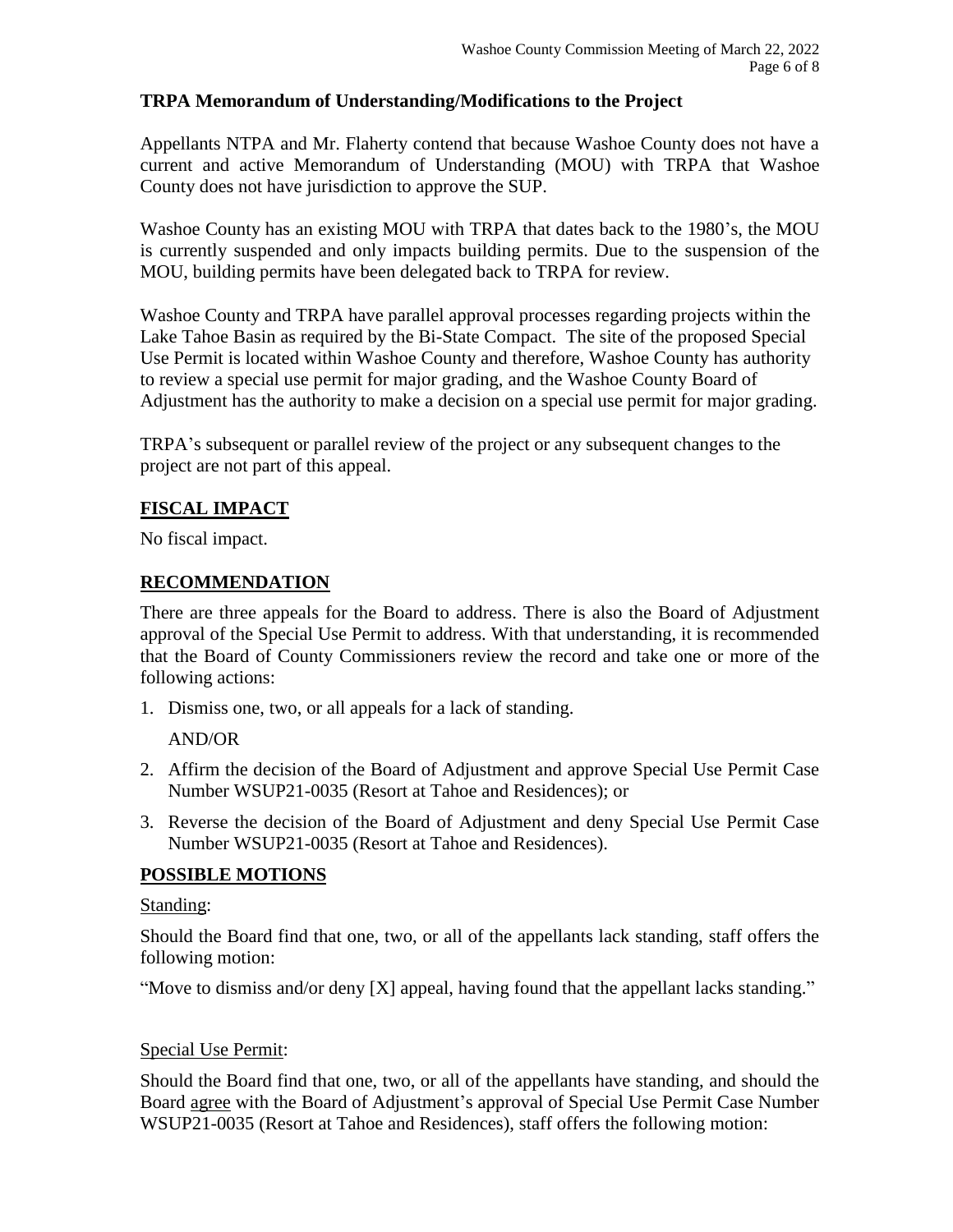**TRPA Memorandum of Understanding/Modifications to the Project**

Appellants NTPA and Mr. Flaherty contend that because Washoe County does not have a current and active Memorandum of Understanding (MOU) with TRPA that Washoe County does not have jurisdiction to approve the SUP.

Washoe County has an existing MOU with TRPA that dates back to the 1980's, the MOU is currently suspended and only impacts building permits. Due to the suspension of the MOU, building permits have been delegated back to TRPA for review.

Washoe County and TRPA have parallel approval processes regarding projects within the Lake Tahoe Basin as required by the Bi-State Compact. The site of the proposed Special Use Permit is located within Washoe County and therefore, Washoe County has authority to review a special use permit for major grading, and the Washoe County Board of Adjustment has the authority to make a decision on a special use permit for major grading.

TRPA's subsequent or parallel review of the project or any subsequent changes to the project are not part of this appeal.

## FISCAL IMPACT

No fiscal impact.

## RECOMMENDATION

There are three appeals for the Board to address. There is also the Board of Adjustment approval of the Special Use Permit to address. With that understanding, it is recommended that the Board of County Commissioners review the record and take one or more of the following actions:

1. Dismiss one, two, or all appeals for a lack of standing.

   AND/OR

2. Affirm the decision of the Board of Adjustment and approve Special Use Permit Case Number WSUP21-0035 (Resort at Tahoe and Residences); or
3. Reverse the decision of the Board of Adjustment and deny Special Use Permit Case Number WSUP21-0035 (Resort at Tahoe and Residences).

## POSSIBLE MOTIONS

Standing:

Should the Board find that one, two, or all of the appellants lack standing, staff offers the following motion:

"Move to dismiss and/or deny [X] appeal, having found that the appellant lacks standing."

Special Use Permit:

Should the Board find that one, two, or all of the appellants have standing, and should the Board agree with the Board of Adjustment's approval of Special Use Permit Case Number WSUP21-0035 (Resort at Tahoe and Residences), staff offers the following motion: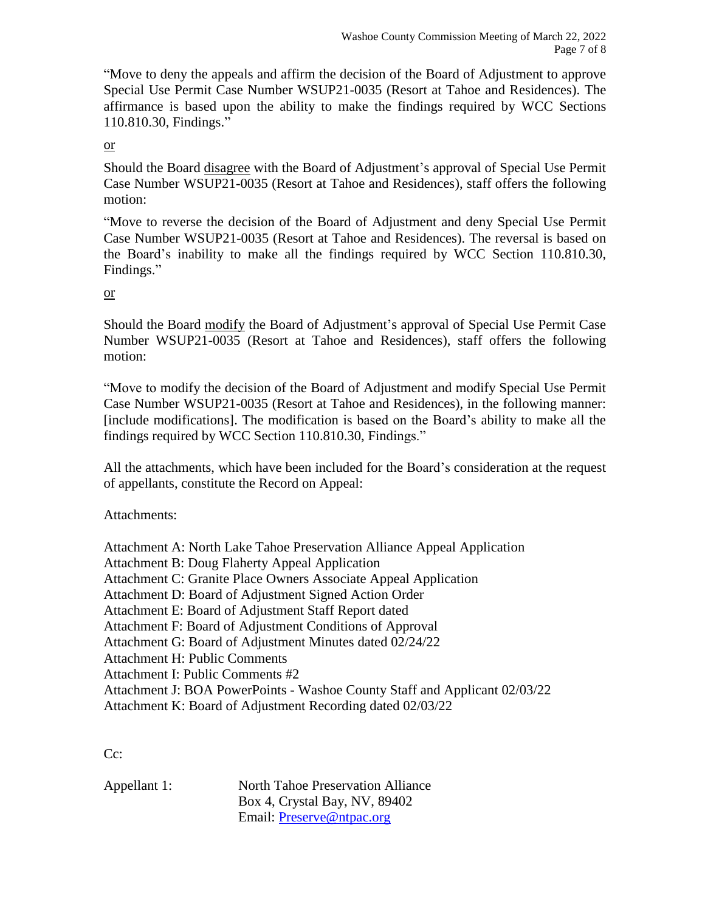"Move to deny the appeals and affirm the decision of the Board of Adjustment to approve Special Use Permit Case Number WSUP21-0035 (Resort at Tahoe and Residences). The affirmance is based upon the ability to make the findings required by WCC Sections 110.810.30, Findings."

<u>or</u>

Should the Board <u>disagree</u> with the Board of Adjustment's approval of Special Use Permit Case Number WSUP21-0035 (Resort at Tahoe and Residences), staff offers the following motion:

"Move to reverse the decision of the Board of Adjustment and deny Special Use Permit Case Number WSUP21-0035 (Resort at Tahoe and Residences). The reversal is based on the Board's inability to make all the findings required by WCC Section 110.810.30, Findings."

<u>or</u>

Should the Board <u>modify</u> the Board of Adjustment's approval of Special Use Permit Case Number WSUP21-0035 (Resort at Tahoe and Residences), staff offers the following motion:

"Move to modify the decision of the Board of Adjustment and modify Special Use Permit Case Number WSUP21-0035 (Resort at Tahoe and Residences), in the following manner: [include modifications]. The modification is based on the Board's ability to make all the findings required by WCC Section 110.810.30, Findings."

All the attachments, which have been included for the Board's consideration at the request of appellants, constitute the Record on Appeal:

Attachments:

Attachment A: North Lake Tahoe Preservation Alliance Appeal Application
Attachment B: Doug Flaherty Appeal Application
Attachment C: Granite Place Owners Associate Appeal Application
Attachment D: Board of Adjustment Signed Action Order
Attachment E: Board of Adjustment Staff Report dated
Attachment F: Board of Adjustment Conditions of Approval
Attachment G: Board of Adjustment Minutes dated 02/24/22
Attachment H: Public Comments
Attachment I: Public Comments #2
Attachment J: BOA PowerPoints - Washoe County Staff and Applicant 02/03/22
Attachment K: Board of Adjustment Recording dated 02/03/22

Cc:

Appellant 1: North Tahoe Preservation Alliance
Box 4, Crystal Bay, NV, 89402
Email: Preserve@ntpac.org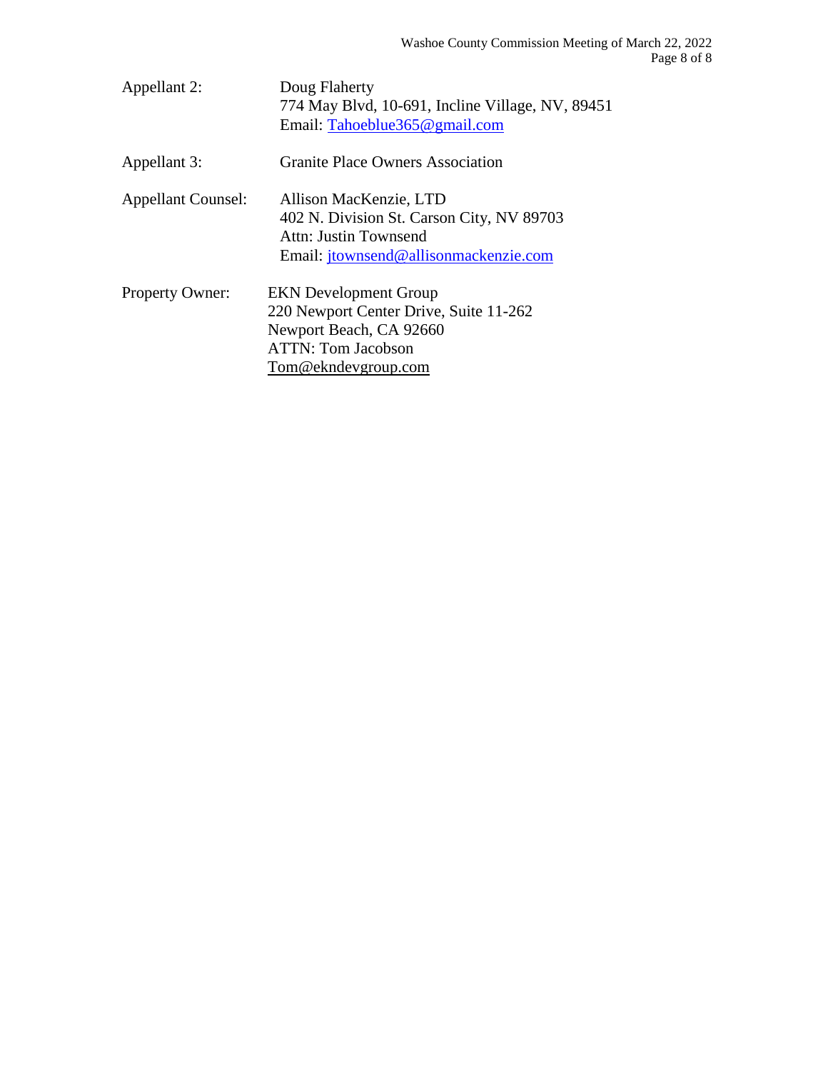Appellant 2: Doug Flaherty
774 May Blvd, 10-691, Incline Village, NV, 89451
Email: Tahoeblue365@gmail.com

Appellant 3: Granite Place Owners Association

Appellant Counsel: Allison MacKenzie, LTD
402 N. Division St. Carson City, NV 89703
Attn: Justin Townsend
Email: jtownsend@allisonmackenzie.com

Property Owner: EKN Development Group
220 Newport Center Drive, Suite 11-262
Newport Beach, CA 92660
ATTN: Tom Jacobson
Tom@ekndevgroup.com